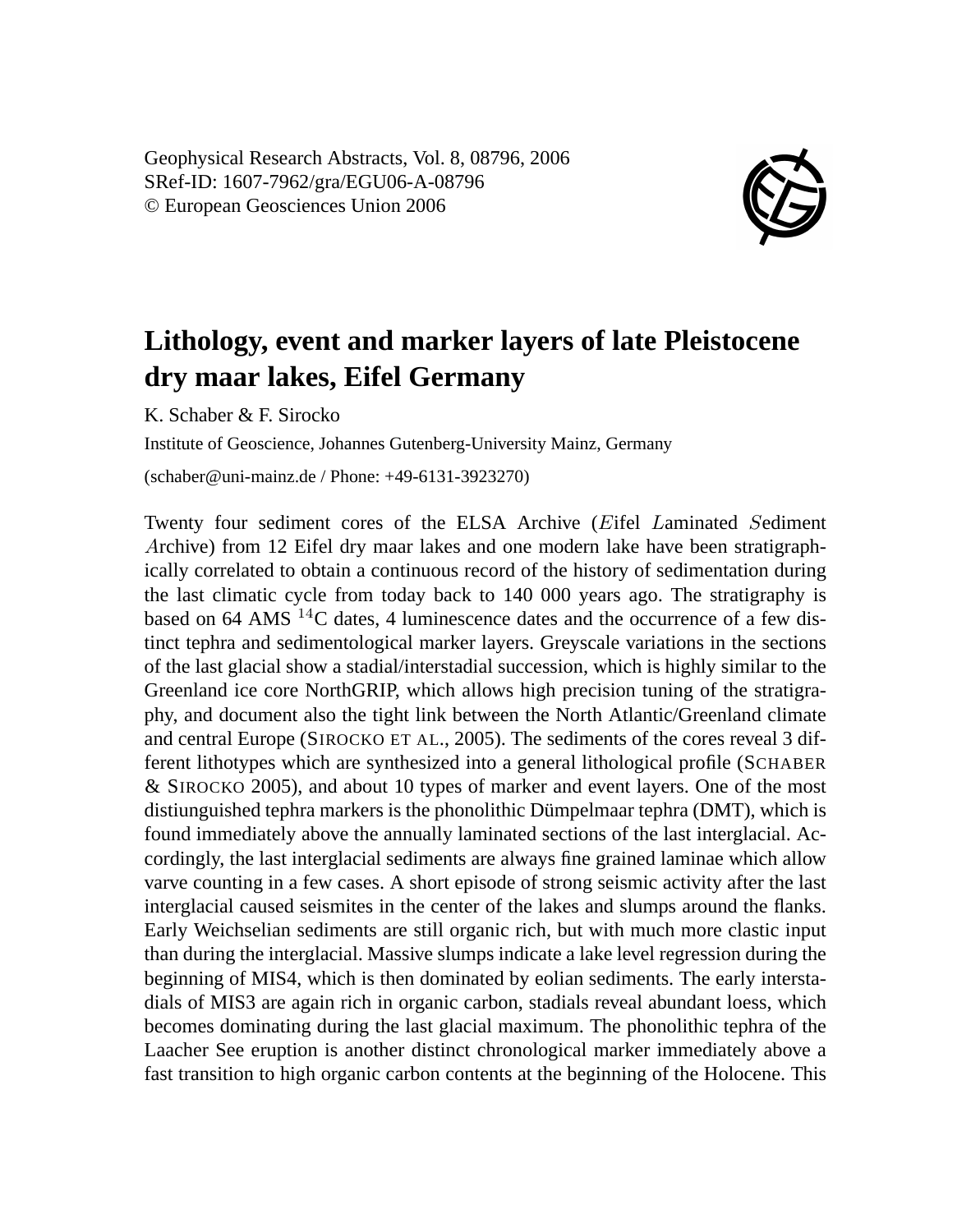Geophysical Research Abstracts, Vol. 8, 08796, 2006
SRef-ID: 1607-7962/gra/EGU06-A-08796
© European Geosciences Union 2006

# Lithology, event and marker layers of late Pleistocene dry maar lakes, Eifel Germany

K. Schaber & F. Sirocko

Institute of Geoscience, Johannes Gutenberg-University Mainz, Germany

(schaber@uni-mainz.de / Phone: +49-6131-3923270)

Twenty four sediment cores of the ELSA Archive (*E*ifel *L*aminated *S*ediment *A*rchive) from 12 Eifel dry maar lakes and one modern lake have been stratigraphically correlated to obtain a continuous record of the history of sedimentation during the last climatic cycle from today back to 140 000 years ago. The stratigraphy is based on 64 AMS $^{14}$C dates, 4 luminescence dates and the occurrence of a few distinct tephra and sedimentological marker layers. Greyscale variations in the sections of the last glacial show a stadial/interstadial succession, which is highly similar to the Greenland ice core NorthGRIP, which allows high precision tuning of the stratigraphy, and document also the tight link between the North Atlantic/Greenland climate and central Europe (SIROCKO ET AL., 2005). The sediments of the cores reveal 3 different lithotypes which are synthesized into a general lithological profile (SCHABER & SIROCKO 2005), and about 10 types of marker and event layers. One of the most distiunguished tephra markers is the phonolithic Dümpelmaar tephra (DMT), which is found immediately above the annually laminated sections of the last interglacial. Accordingly, the last interglacial sediments are always fine grained laminae which allow varve counting in a few cases. A short episode of strong seismic activity after the last interglacial caused seismites in the center of the lakes and slumps around the flanks. Early Weichselian sediments are still organic rich, but with much more clastic input than during the interglacial. Massive slumps indicate a lake level regression during the beginning of MIS4, which is then dominated by eolian sediments. The early interstadials of MIS3 are again rich in organic carbon, stadials reveal abundant loess, which becomes dominating during the last glacial maximum. The phonolithic tephra of the Laacher See eruption is another distinct chronological marker immediately above a fast transition to high organic carbon contents at the beginning of the Holocene. This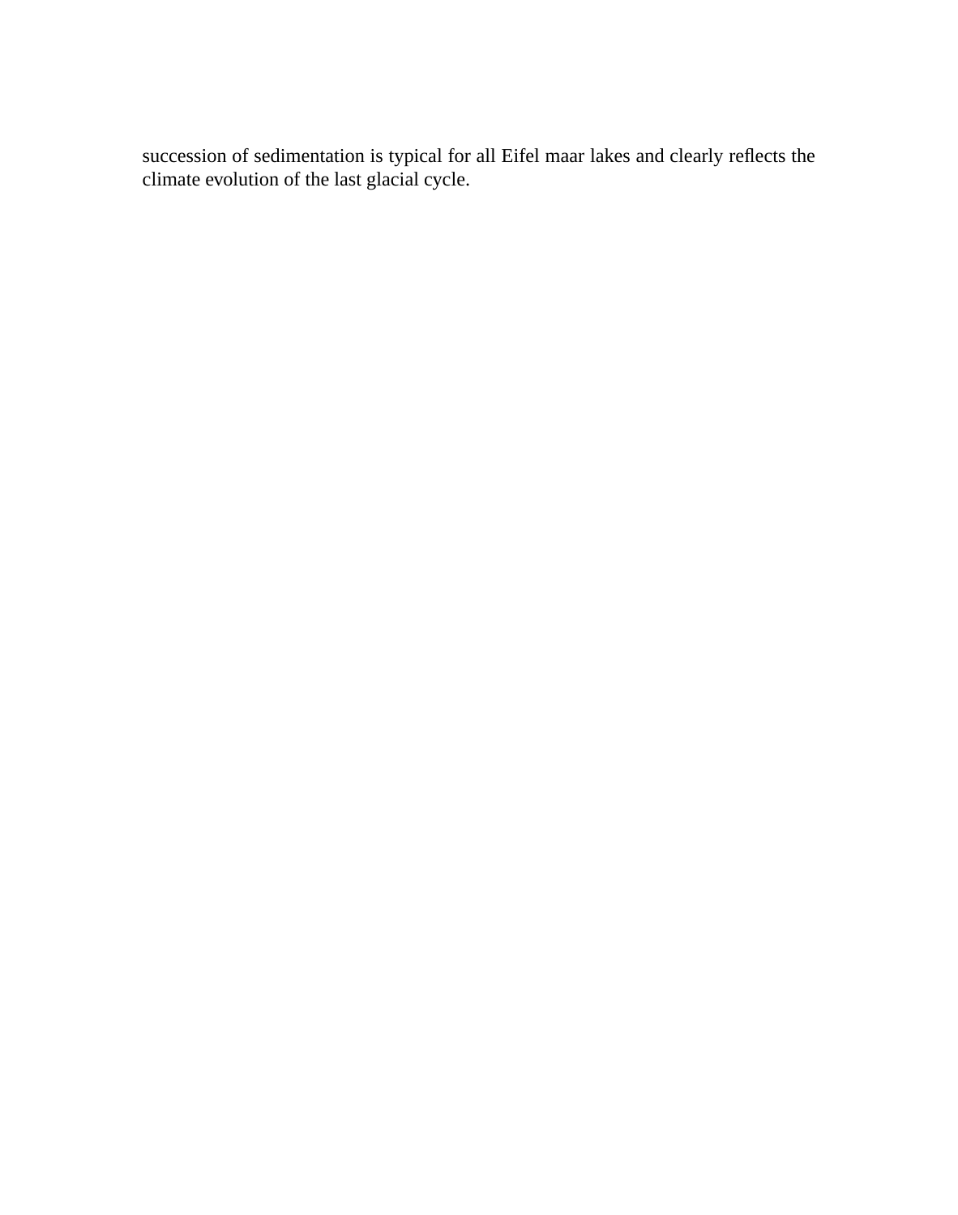succession of sedimentation is typical for all Eifel maar lakes and clearly reflects the climate evolution of the last glacial cycle.